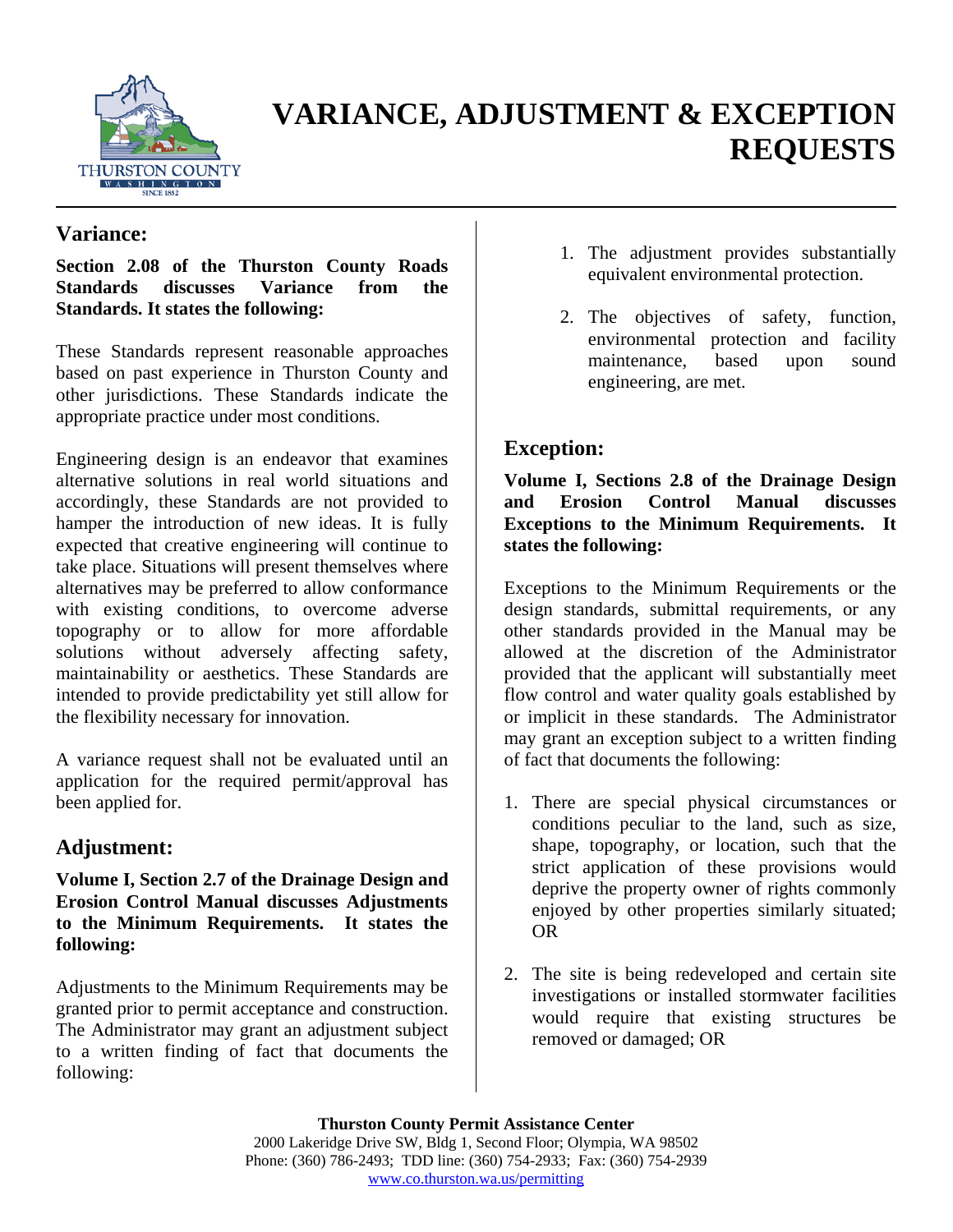# VARIANCE, ADJUSTMENT & EXCEPTION REQUESTS

## Variance:

**Section 2.08 of the Thurston County Roads Standards discusses Variance from the Standards. It states the following:**

These Standards represent reasonable approaches based on past experience in Thurston County and other jurisdictions. These Standards indicate the appropriate practice under most conditions.

Engineering design is an endeavor that examines alternative solutions in real world situations and accordingly, these Standards are not provided to hamper the introduction of new ideas. It is fully expected that creative engineering will continue to take place. Situations will present themselves where alternatives may be preferred to allow conformance with existing conditions, to overcome adverse topography or to allow for more affordable solutions without adversely affecting safety, maintainability or aesthetics. These Standards are intended to provide predictability yet still allow for the flexibility necessary for innovation.

A variance request shall not be evaluated until an application for the required permit/approval has been applied for.

## Adjustment:

**Volume I, Section 2.7 of the Drainage Design and Erosion Control Manual discusses Adjustments to the Minimum Requirements. It states the following:**

Adjustments to the Minimum Requirements may be granted prior to permit acceptance and construction. The Administrator may grant an adjustment subject to a written finding of fact that documents the following:

1. The adjustment provides substantially equivalent environmental protection.

2. The objectives of safety, function, environmental protection and facility maintenance, based upon sound engineering, are met.

## Exception:

**Volume I, Sections 2.8 of the Drainage Design and Erosion Control Manual discusses Exceptions to the Minimum Requirements. It states the following:**

Exceptions to the Minimum Requirements or the design standards, submittal requirements, or any other standards provided in the Manual may be allowed at the discretion of the Administrator provided that the applicant will substantially meet flow control and water quality goals established by or implicit in these standards. The Administrator may grant an exception subject to a written finding of fact that documents the following:

1. There are special physical circumstances or conditions peculiar to the land, such as size, shape, topography, or location, such that the strict application of these provisions would deprive the property owner of rights commonly enjoyed by other properties similarly situated; OR

2. The site is being redeveloped and certain site investigations or installed stormwater facilities would require that existing structures be removed or damaged; OR

**Thurston County Permit Assistance Center**
2000 Lakeridge Drive SW, Bldg 1, Second Floor; Olympia, WA 98502
Phone: (360) 786-2493; TDD line: (360) 754-2933; Fax: (360) 754-2939
www.co.thurston.wa.us/permitting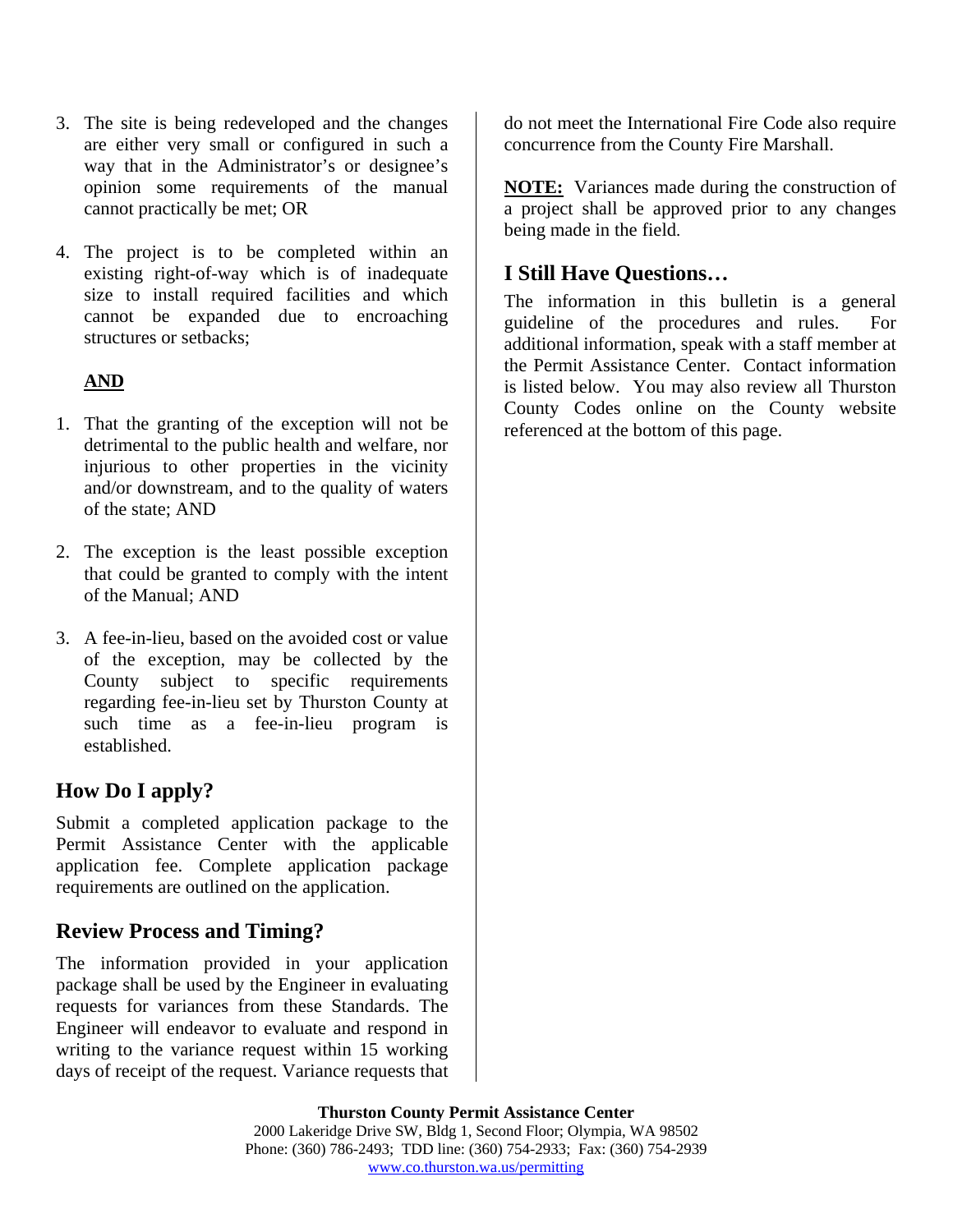3. The site is being redeveloped and the changes are either very small or configured in such a way that in the Administrator's or designee's opinion some requirements of the manual cannot practically be met; OR

4. The project is to be completed within an existing right-of-way which is of inadequate size to install required facilities and which cannot be expanded due to encroaching structures or setbacks;

**AND**

1. That the granting of the exception will not be detrimental to the public health and welfare, nor injurious to other properties in the vicinity and/or downstream, and to the quality of waters of the state; AND

2. The exception is the least possible exception that could be granted to comply with the intent of the Manual; AND

3. A fee-in-lieu, based on the avoided cost or value of the exception, may be collected by the County subject to specific requirements regarding fee-in-lieu set by Thurston County at such time as a fee-in-lieu program is established.

## How Do I apply?

Submit a completed application package to the Permit Assistance Center with the applicable application fee. Complete application package requirements are outlined on the application.

## Review Process and Timing?

The information provided in your application package shall be used by the Engineer in evaluating requests for variances from these Standards. The Engineer will endeavor to evaluate and respond in writing to the variance request within 15 working days of receipt of the request. Variance requests that do not meet the International Fire Code also require concurrence from the County Fire Marshall.

**NOTE:** Variances made during the construction of a project shall be approved prior to any changes being made in the field.

## I Still Have Questions…

The information in this bulletin is a general guideline of the procedures and rules. For additional information, speak with a staff member at the Permit Assistance Center. Contact information is listed below. You may also review all Thurston County Codes online on the County website referenced at the bottom of this page.

**Thurston County Permit Assistance Center**
2000 Lakeridge Drive SW, Bldg 1, Second Floor; Olympia, WA 98502
Phone: (360) 786-2493; TDD line: (360) 754-2933; Fax: (360) 754-2939
www.co.thurston.wa.us/permitting